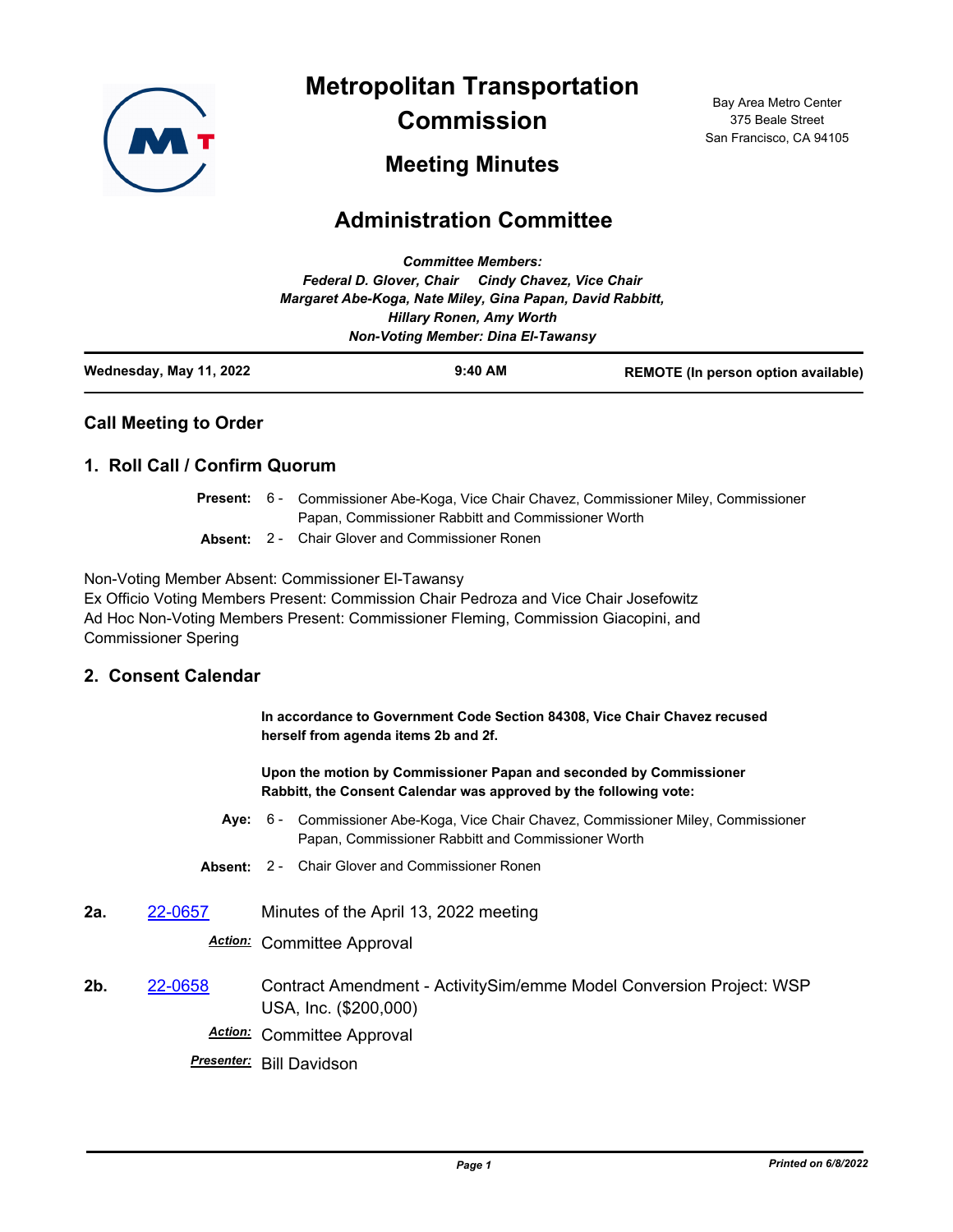# Metropolitan Transportation Commission

## Meeting Minutes

Bay Area Metro Center
375 Beale Street
San Francisco, CA 94105

# Administration Committee

***Committee Members:***
***Federal D. Glover, Chair    Cindy Chavez, Vice Chair***
***Margaret Abe-Koga, Nate Miley, Gina Papan, David Rabbitt,***
***Hillary Ronen, Amy Worth***
***Non-Voting Member: Dina El-Tawansy***

**Wednesday, May 11, 2022** | **9:40 AM** | **REMOTE (In person option available)**

## Call Meeting to Order

## 1. Roll Call / Confirm Quorum

**Present:** 6 - Commissioner Abe-Koga, Vice Chair Chavez, Commissioner Miley, Commissioner Papan, Commissioner Rabbitt and Commissioner Worth

**Absent:** 2 - Chair Glover and Commissioner Ronen

Non-Voting Member Absent: Commissioner El-Tawansy
Ex Officio Voting Members Present: Commission Chair Pedroza and Vice Chair Josefowitz
Ad Hoc Non-Voting Members Present: Commissioner Fleming, Commission Giacopini, and Commissioner Spering

## 2. Consent Calendar

**In accordance to Government Code Section 84308, Vice Chair Chavez recused herself from agenda items 2b and 2f.**

**Upon the motion by Commissioner Papan and seconded by Commissioner Rabbitt, the Consent Calendar was approved by the following vote:**

**Aye:** 6 - Commissioner Abe-Koga, Vice Chair Chavez, Commissioner Miley, Commissioner Papan, Commissioner Rabbitt and Commissioner Worth

**Absent:** 2 - Chair Glover and Commissioner Ronen

**2a.** 22-0657 Minutes of the April 13, 2022 meeting

***Action:*** Committee Approval

**2b.** 22-0658 Contract Amendment - ActivitySim/emme Model Conversion Project: WSP USA, Inc. ($200,000)

***Action:*** Committee Approval

***Presenter:*** Bill Davidson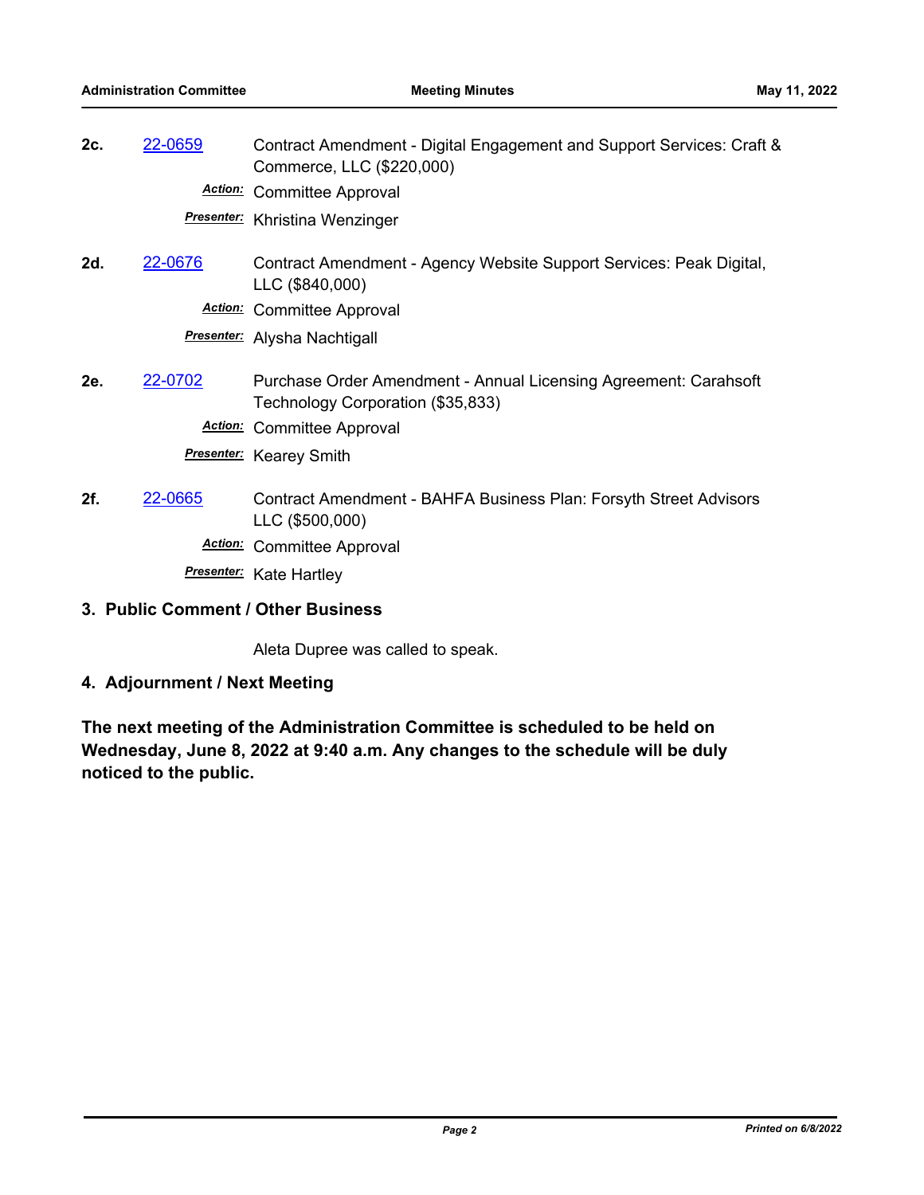**2c.** 22-0659 Contract Amendment - Digital Engagement and Support Services: Craft & Commerce, LLC ($220,000)

*Action:* Committee Approval

*Presenter:* Khristina Wenzinger

**2d.** 22-0676 Contract Amendment - Agency Website Support Services: Peak Digital, LLC ($840,000)

*Action:* Committee Approval

*Presenter:* Alysha Nachtigall

**2e.** 22-0702 Purchase Order Amendment - Annual Licensing Agreement: Carahsoft Technology Corporation ($35,833)

*Action:* Committee Approval

*Presenter:* Kearey Smith

**2f.** 22-0665 Contract Amendment - BAHFA Business Plan: Forsyth Street Advisors LLC ($500,000)

*Action:* Committee Approval

*Presenter:* Kate Hartley

## 3. Public Comment / Other Business

Aleta Dupree was called to speak.

## 4. Adjournment / Next Meeting

**The next meeting of the Administration Committee is scheduled to be held on Wednesday, June 8, 2022 at 9:40 a.m. Any changes to the schedule will be duly noticed to the public.**